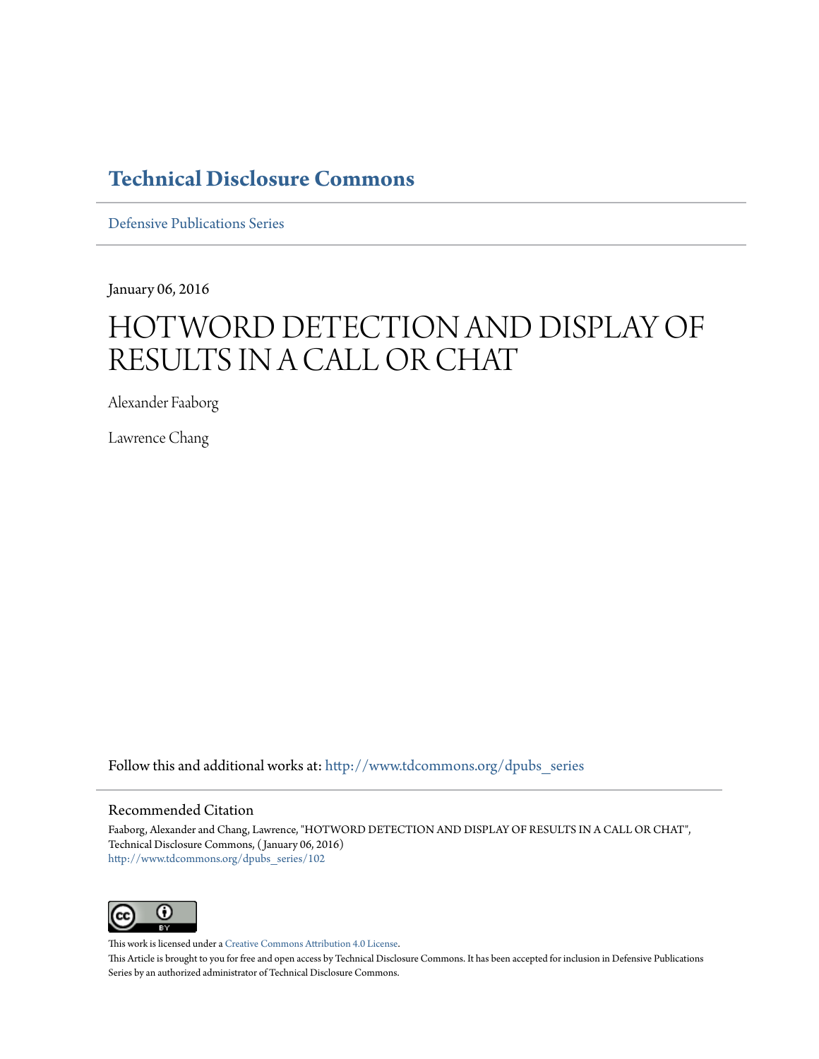# Technical Disclosure Commons

Defensive Publications Series

January 06, 2016

# HOTWORD DETECTION AND DISPLAY OF RESULTS IN A CALL OR CHAT

Alexander Faaborg

Lawrence Chang

Follow this and additional works at: http://www.tdcommons.org/dpubs_series

## Recommended Citation

Faaborg, Alexander and Chang, Lawrence, "HOTWORD DETECTION AND DISPLAY OF RESULTS IN A CALL OR CHAT", Technical Disclosure Commons, (January 06, 2016)
http://www.tdcommons.org/dpubs_series/102

This work is licensed under a Creative Commons Attribution 4.0 License.

This Article is brought to you for free and open access by Technical Disclosure Commons. It has been accepted for inclusion in Defensive Publications Series by an authorized administrator of Technical Disclosure Commons.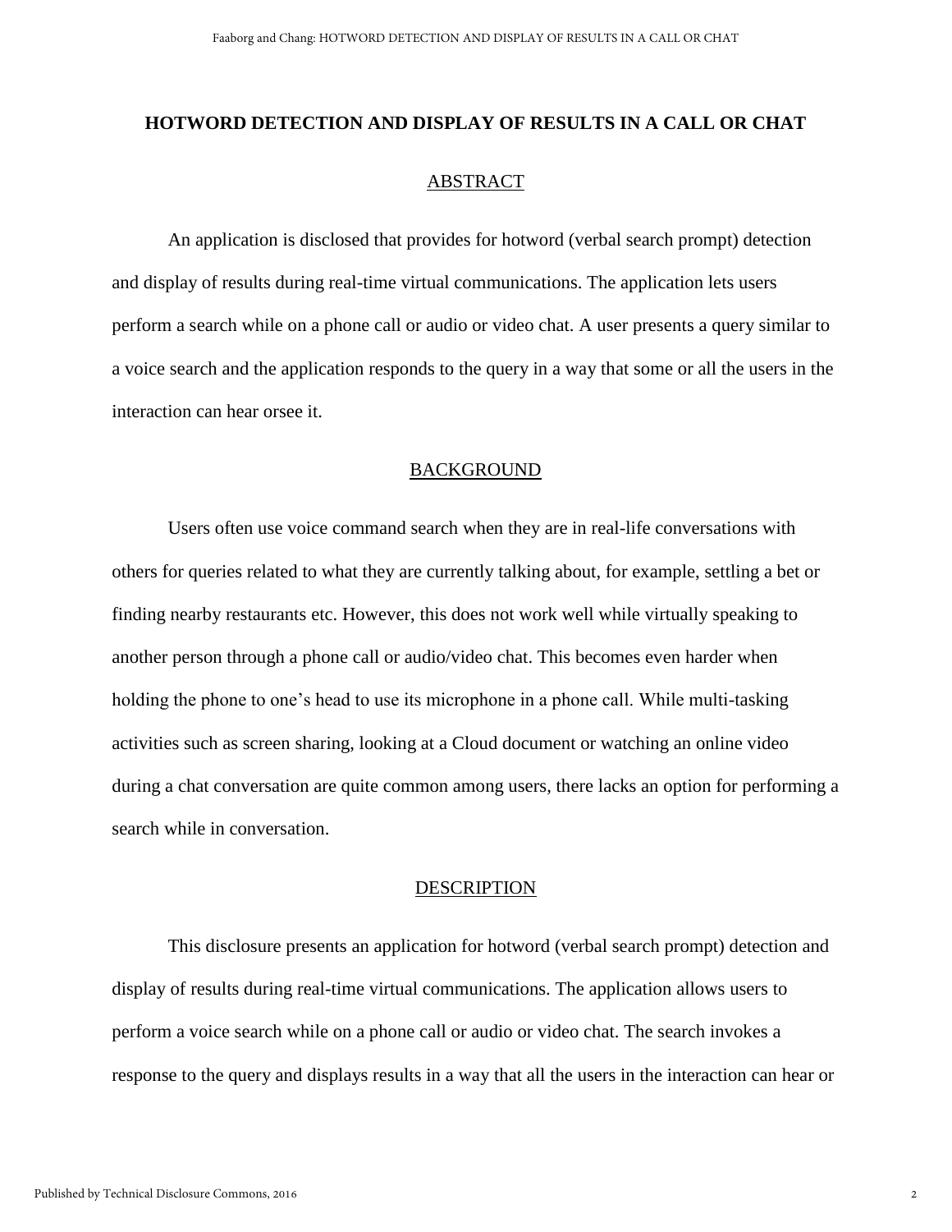# HOTWORD DETECTION AND DISPLAY OF RESULTS IN A CALL OR CHAT

## ABSTRACT

An application is disclosed that provides for hotword (verbal search prompt) detection and display of results during real-time virtual communications. The application lets users perform a search while on a phone call or audio or video chat. A user presents a query similar to a voice search and the application responds to the query in a way that some or all the users in the interaction can hear orsee it.

## BACKGROUND

Users often use voice command search when they are in real-life conversations with others for queries related to what they are currently talking about, for example, settling a bet or finding nearby restaurants etc. However, this does not work well while virtually speaking to another person through a phone call or audio/video chat. This becomes even harder when holding the phone to one's head to use its microphone in a phone call. While multi-tasking activities such as screen sharing, looking at a Cloud document or watching an online video during a chat conversation are quite common among users, there lacks an option for performing a search while in conversation.

## DESCRIPTION

This disclosure presents an application for hotword (verbal search prompt) detection and display of results during real-time virtual communications. The application allows users to perform a voice search while on a phone call or audio or video chat. The search invokes a response to the query and displays results in a way that all the users in the interaction can hear or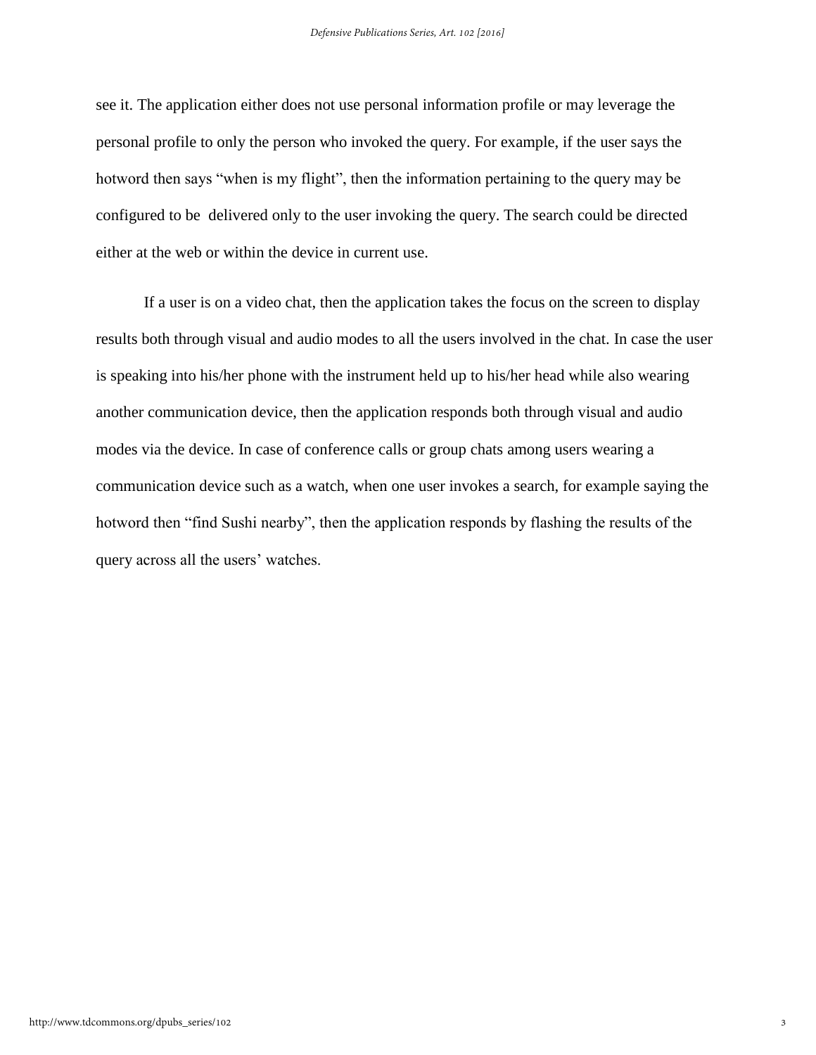see it. The application either does not use personal information profile or may leverage the personal profile to only the person who invoked the query. For example, if the user says the hotword then says "when is my flight", then the information pertaining to the query may be configured to be delivered only to the user invoking the query. The search could be directed either at the web or within the device in current use.

If a user is on a video chat, then the application takes the focus on the screen to display results both through visual and audio modes to all the users involved in the chat. In case the user is speaking into his/her phone with the instrument held up to his/her head while also wearing another communication device, then the application responds both through visual and audio modes via the device. In case of conference calls or group chats among users wearing a communication device such as a watch, when one user invokes a search, for example saying the hotword then "find Sushi nearby", then the application responds by flashing the results of the query across all the users' watches.